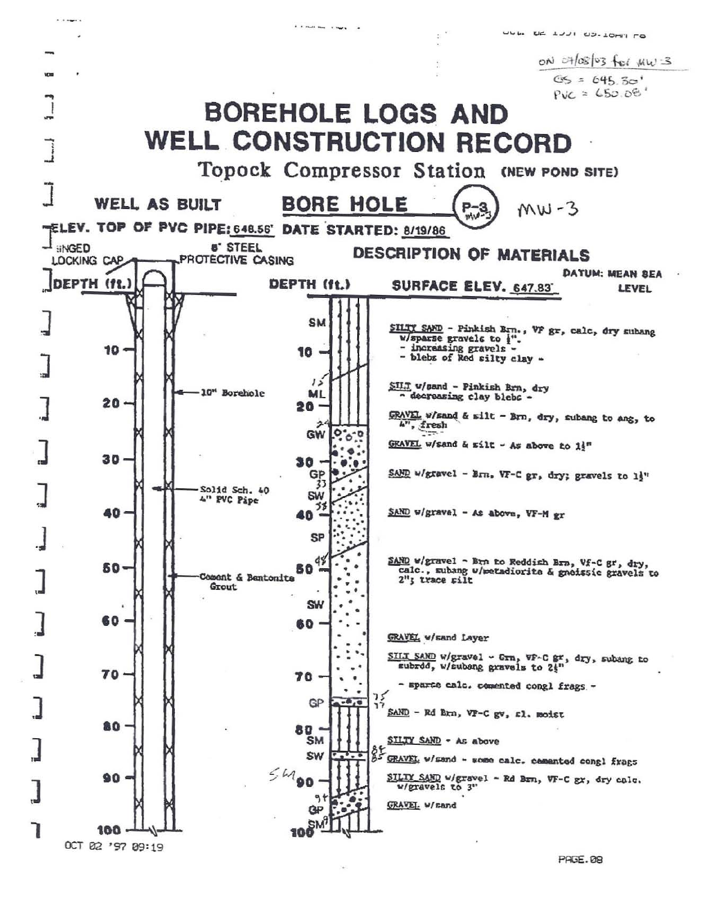ON 07/08/03 for MW-3
GS = 645.30'
PVC = 650.08'

# BOREHOLE LOGS AND WELL CONSTRUCTION RECORD

## Topock Compressor Station (NEW POND SITE)

**WELL AS BUILT** **BORE HOLE** (P-3 MW-3) MW-3

**ELEV. TOP OF PVC PIPE:** 648.56' **DATE STARTED:** 8/19/86

HINGED LOCKING CAP — 8" STEEL PROTECTIVE CASING

10" Borehole

Solid Sch. 40 4" PVC Pipe

Cement & Bentonite Grout

**DESCRIPTION OF MATERIALS**

DATUM: MEAN SEA LEVEL

SURFACE ELEV. 647.83'

| Depth (ft.) | Symbol | Description |
|---|---|---|
| 0–15 | SM | SILTY SAND - Pinkish Brn., VF gr, calc, dry subang w/sparse gravels to ¼". - increasing gravels - - blebs of Red silty clay - |
| 15–24 | ML | SILT w/sand - Pinkish Brn, dry - decreasing clay blebs - |
| 24 | GW | GRAVEL w/sand & silt - Brn, dry, subang to ang, to ¼", fresh |
| | | GRAVEL w/sand & silt - As above to 1½" |
| 30–33 | GP | SAND w/gravel - Brn, VF-C gr, dry; gravels to 1½" |
| 33–38 | SW | SAND w/gravel - As above, VF-M gr |
| 38–48 | SP | |
| 48 | SW | SAND w/gravel - Brn to Reddish Brn, Vf-C gr, dry, calc., subang w/metadiorite & gneissic gravels to 2"; trace silt |
| | | GRAVEL w/sand Layer |
| | | SILT SAND w/gravel - Grn, VF-C gr, dry, subang to subrdd, w/subang gravels to 2½" |
| | | - sparce calc. cemented congl frags - |
| 75–77 | GP | SAND - Rd Brn, VF-C gv, sl. moist |
| 77 | SM | SILTY SAND - As above |
| 84–85 | SW | GRAVEL w/sand - some calc. cemented congl frags |
| 85 (SM) | | SILTY SAND w/gravel - Rd Brn, VF-C gr, dry calc. w/gravels to 3" |
| 94 | GP | GRAVEL w/sand |
| 98 | SM | |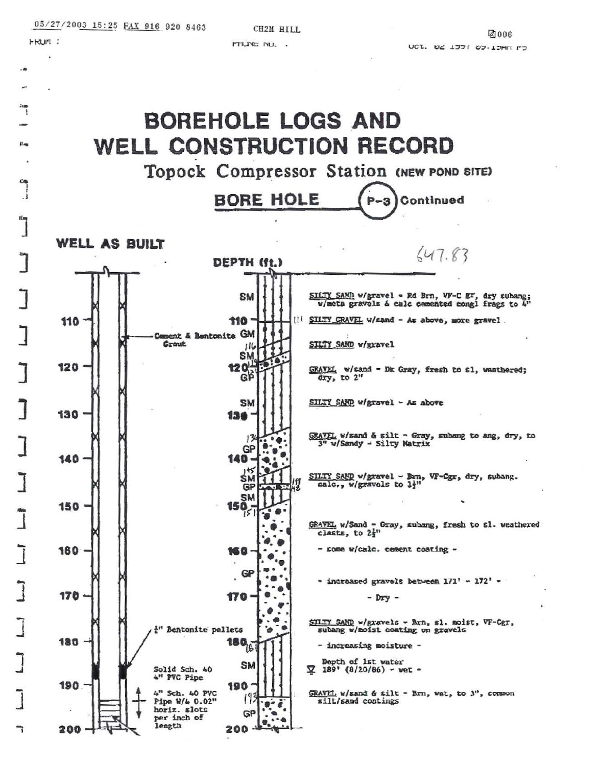# BOREHOLE LOGS AND WELL CONSTRUCTION RECORD

## Topock Compressor Station (NEW POND SITE)

### BORE HOLE (P-3) Continued

647.83

**WELL AS BUILT**

- Cement & Bentonite Grout
- ¼" Bentonite pellets
- Solid Sch. 40 4" PVC Pipe
- 4" Sch. 40 PVC Pipe W/4 0.02" horiz. slots per inch of length

**DEPTH (ft.)**

| Depth (ft.) | Symbol | Description |
|---|---|---|
| to 111 | SM | SILTY SAND w/gravel - Rd Brn, VF-C gr, dry subang; w/meta gravels & calc cemented congl frags to 4" |
| 111–116 | GM | SILTY GRAVEL w/sand - As above, more gravel |
| 116–119 | SM | SILTY SAND w/gravel |
| 119–121 | GP | GRAVEL w/sand - Dk Gray, fresh to sl, weathered; dry, to 2" |
| 121–134 | SM | SILTY SAND w/gravel - As above |
| 134–145 | GP | GRAVEL w/sand & silt - Gray, subang to ang, dry, to 3" w/Sandy - Silty Matrix |
| 145–147 | SM | SILTY SAND w/gravel - Brn, VF-Cgr, dry, subang. calc., w/gravels to 1½" |
| 147–148 | GP | |
| 148–151 | SM | |
| 151–181 | GP | GRAVEL w/Sand - Gray, subang, fresh to sl. weathered clasts, to 2½" |
| | | - some w/calc. cement coating - |
| | | - increased gravels between 171' - 172' - |
| | | - Dry - |
| 181–193 | SM | SILTY SAND w/gravels - Brn, sl. moist, VF-Cgr, subang w/moist coating on gravels |
| | | - increasing moisture - |
| | | ▽ Depth of 1st water 189' (8/20/86) - wet - |
| 193–200 | GP | GRAVEL w/sand & silt - Brn, wet, to 3", common silt/sand coatings |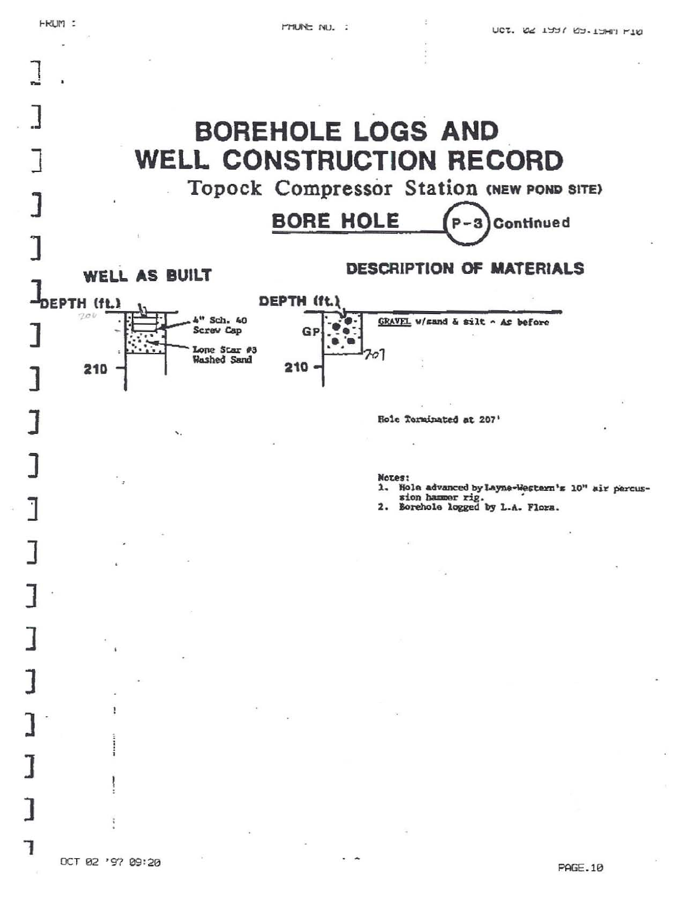# BOREHOLE LOGS AND WELL CONSTRUCTION RECORD

Topock Compressor Station (NEW POND SITE)

## BORE HOLE (P-3) Continued

### WELL AS BUILT

DEPTH (ft.)

206

4" Sch. 40 Screw Cap

Lone Star #3 Washed Sand

210

### DESCRIPTION OF MATERIALS

DEPTH (ft.)

GP

GRAVEL w/sand & silt ~ As before

207

210

Hole Terminated at 207'

Notes:

1. Hole advanced by Layne-Western's 10" air percussion hammer rig.
2. Borehole logged by L.A. Flora.